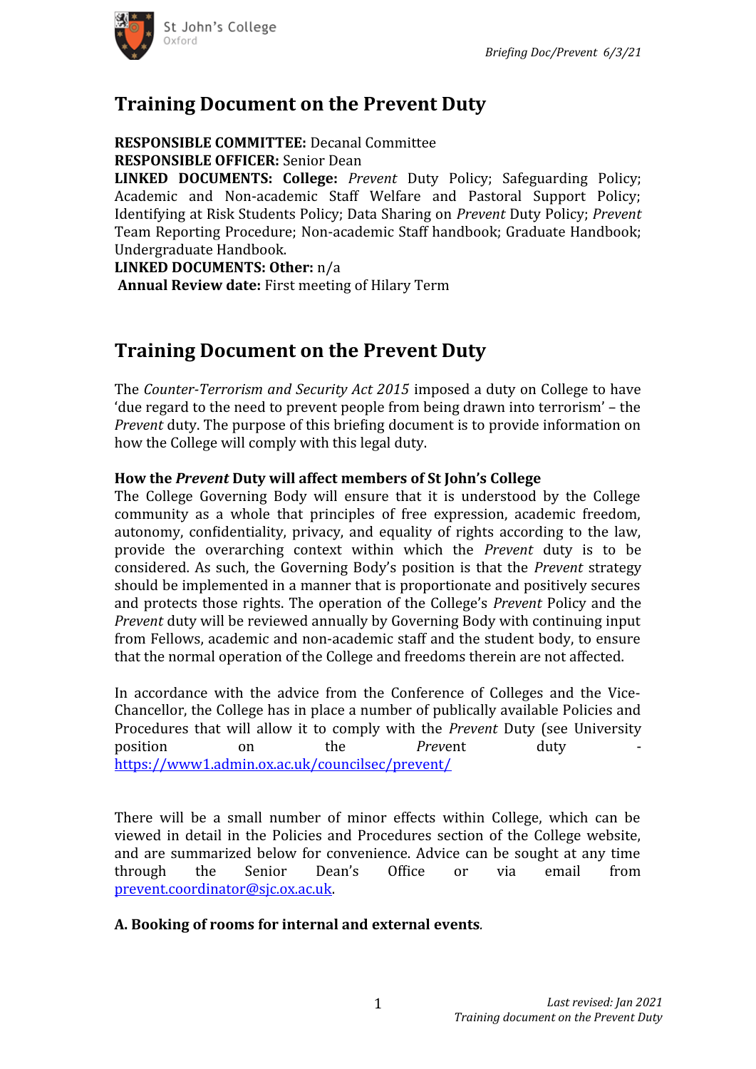# Training Document on the Prevent Duty

**RESPONSIBLE COMMITTEE:** Decanal Committee
**RESPONSIBLE OFFICER:** Senior Dean
**LINKED DOCUMENTS: College:** *Prevent* Duty Policy; Safeguarding Policy; Academic and Non-academic Staff Welfare and Pastoral Support Policy; Identifying at Risk Students Policy; Data Sharing on *Prevent* Duty Policy; *Prevent* Team Reporting Procedure; Non-academic Staff handbook; Graduate Handbook; Undergraduate Handbook.
**LINKED DOCUMENTS: Other:** n/a
**Annual Review date:** First meeting of Hilary Term

# Training Document on the Prevent Duty

The *Counter-Terrorism and Security Act 2015* imposed a duty on College to have 'due regard to the need to prevent people from being drawn into terrorism' – the *Prevent* duty. The purpose of this briefing document is to provide information on how the College will comply with this legal duty.

**How the *Prevent* Duty will affect members of St John's College**

The College Governing Body will ensure that it is understood by the College community as a whole that principles of free expression, academic freedom, autonomy, confidentiality, privacy, and equality of rights according to the law, provide the overarching context within which the *Prevent* duty is to be considered. As such, the Governing Body's position is that the *Prevent* strategy should be implemented in a manner that is proportionate and positively secures and protects those rights. The operation of the College's *Prevent* Policy and the *Prevent* duty will be reviewed annually by Governing Body with continuing input from Fellows, academic and non-academic staff and the student body, to ensure that the normal operation of the College and freedoms therein are not affected.

In accordance with the advice from the Conference of Colleges and the Vice-Chancellor, the College has in place a number of publically available Policies and Procedures that will allow it to comply with the *Prevent* Duty (see University position on the *Prevent* duty - https://www1.admin.ox.ac.uk/councilsec/prevent/

There will be a small number of minor effects within College, which can be viewed in detail in the Policies and Procedures section of the College website, and are summarized below for convenience. Advice can be sought at any time through the Senior Dean's Office or via email from prevent.coordinator@sjc.ox.ac.uk.

**A. Booking of rooms for internal and external events***.*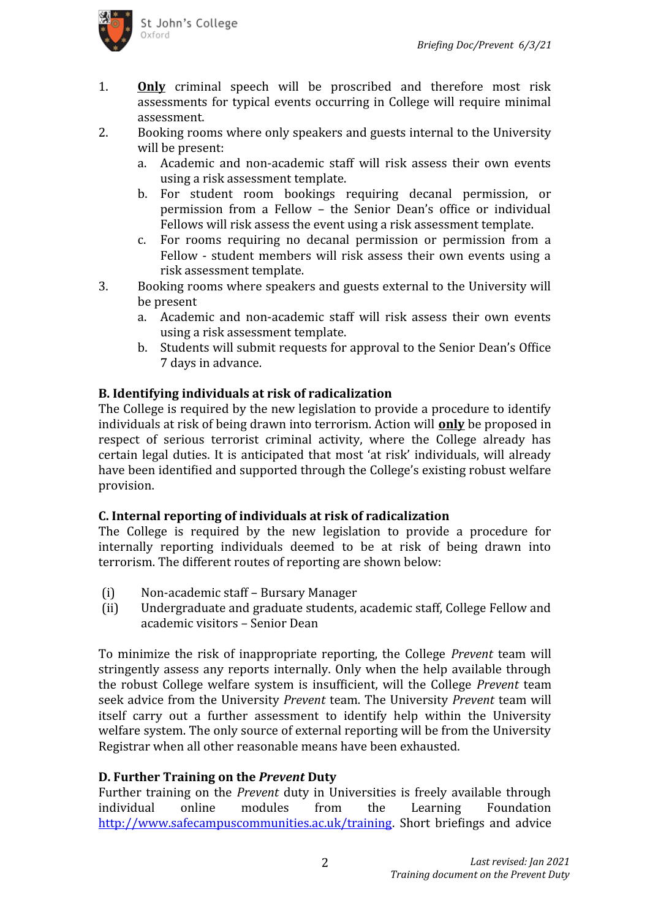1. **Only** criminal speech will be proscribed and therefore most risk assessments for typical events occurring in College will require minimal assessment.
2. Booking rooms where only speakers and guests internal to the University will be present:
   a. Academic and non-academic staff will risk assess their own events using a risk assessment template.
   b. For student room bookings requiring decanal permission, or permission from a Fellow – the Senior Dean's office or individual Fellows will risk assess the event using a risk assessment template.
   c. For rooms requiring no decanal permission or permission from a Fellow - student members will risk assess their own events using a risk assessment template.
3. Booking rooms where speakers and guests external to the University will be present
   a. Academic and non-academic staff will risk assess their own events using a risk assessment template.
   b. Students will submit requests for approval to the Senior Dean's Office 7 days in advance.

## B. Identifying individuals at risk of radicalization

The College is required by the new legislation to provide a procedure to identify individuals at risk of being drawn into terrorism. Action will **only** be proposed in respect of serious terrorist criminal activity, where the College already has certain legal duties. It is anticipated that most 'at risk' individuals, will already have been identified and supported through the College's existing robust welfare provision.

## C. Internal reporting of individuals at risk of radicalization

The College is required by the new legislation to provide a procedure for internally reporting individuals deemed to be at risk of being drawn into terrorism. The different routes of reporting are shown below:

(i) Non-academic staff – Bursary Manager
(ii) Undergraduate and graduate students, academic staff, College Fellow and academic visitors – Senior Dean

To minimize the risk of inappropriate reporting, the College *Prevent* team will stringently assess any reports internally. Only when the help available through the robust College welfare system is insufficient, will the College *Prevent* team seek advice from the University *Prevent* team. The University *Prevent* team will itself carry out a further assessment to identify help within the University welfare system. The only source of external reporting will be from the University Registrar when all other reasonable means have been exhausted.

## D. Further Training on the *Prevent* Duty

Further training on the *Prevent* duty in Universities is freely available through individual online modules from the Learning Foundation http://www.safecampuscommunities.ac.uk/training. Short briefings and advice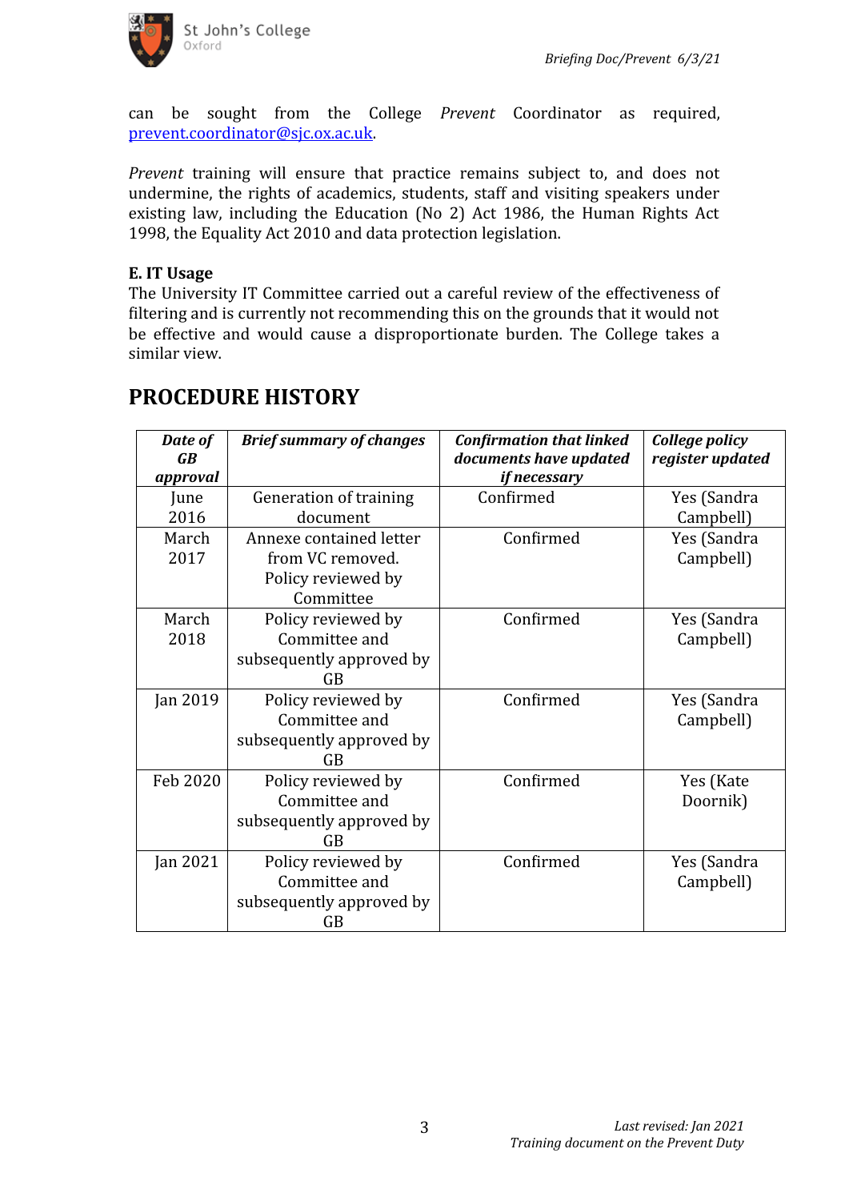can be sought from the College *Prevent* Coordinator as required, prevent.coordinator@sjc.ox.ac.uk.

*Prevent* training will ensure that practice remains subject to, and does not undermine, the rights of academics, students, staff and visiting speakers under existing law, including the Education (No 2) Act 1986, the Human Rights Act 1998, the Equality Act 2010 and data protection legislation.

**E. IT Usage**

The University IT Committee carried out a careful review of the effectiveness of filtering and is currently not recommending this on the grounds that it would not be effective and would cause a disproportionate burden. The College takes a similar view.

## PROCEDURE HISTORY

| *Date of GB approval* | *Brief summary of changes* | *Confirmation that linked documents have updated if necessary* | *College policy register updated* |
|---|---|---|---|
| June 2016 | Generation of training document | Confirmed | Yes (Sandra Campbell) |
| March 2017 | Annexe contained letter from VC removed. Policy reviewed by Committee | Confirmed | Yes (Sandra Campbell) |
| March 2018 | Policy reviewed by Committee and subsequently approved by GB | Confirmed | Yes (Sandra Campbell) |
| Jan 2019 | Policy reviewed by Committee and subsequently approved by GB | Confirmed | Yes (Sandra Campbell) |
| Feb 2020 | Policy reviewed by Committee and subsequently approved by GB | Confirmed | Yes (Kate Doornik) |
| Jan 2021 | Policy reviewed by Committee and subsequently approved by GB | Confirmed | Yes (Sandra Campbell) |